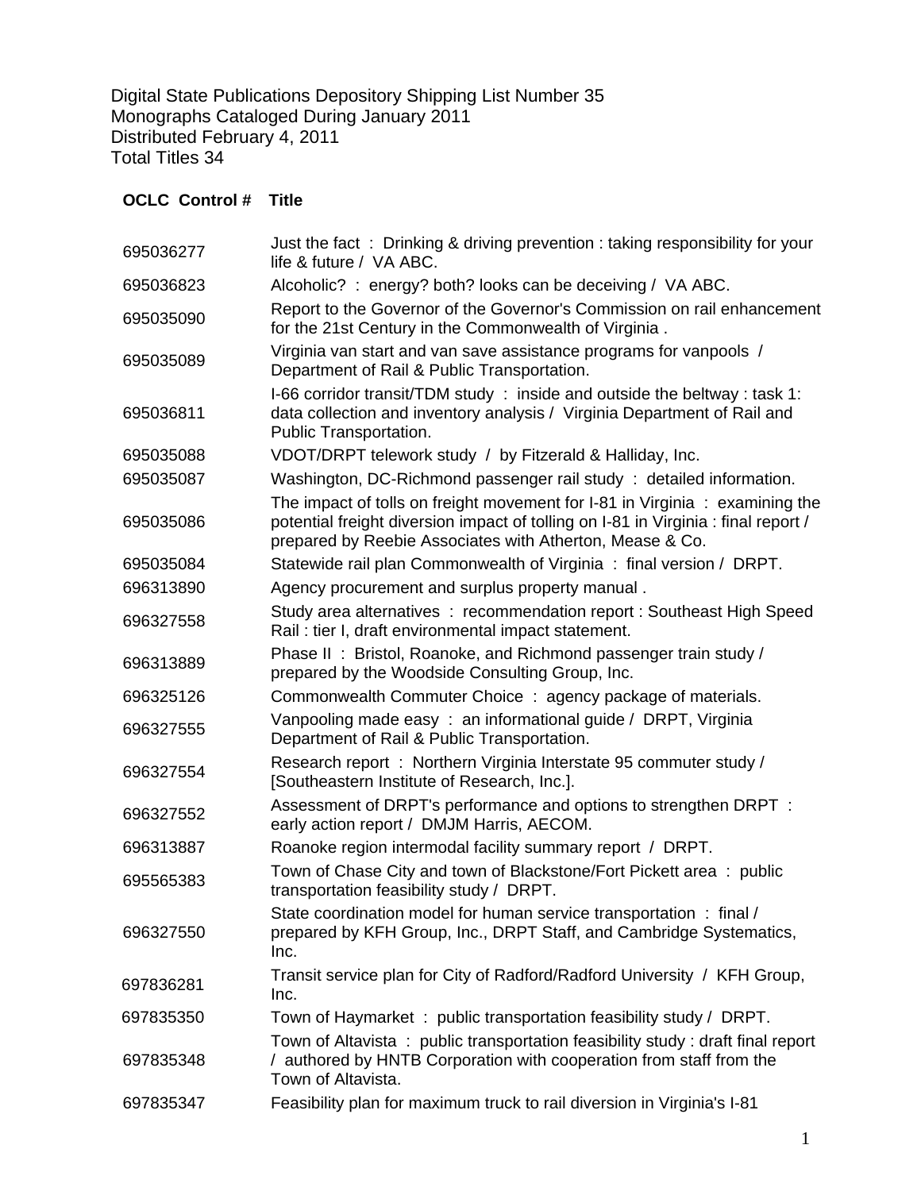Digital State Publications Depository Shipping List Number 35
Monographs Cataloged During January 2011
Distributed February 4, 2011
Total Titles 34

| OCLC Control # | Title |
|---|---|
| 695036277 | Just the fact : Drinking & driving prevention : taking responsibility for your life & future / VA ABC. |
| 695036823 | Alcoholic? : energy? both? looks can be deceiving / VA ABC. |
| 695035090 | Report to the Governor of the Governor's Commission on rail enhancement for the 21st Century in the Commonwealth of Virginia . |
| 695035089 | Virginia van start and van save assistance programs for vanpools / Department of Rail & Public Transportation. |
| 695036811 | I-66 corridor transit/TDM study : inside and outside the beltway : task 1: data collection and inventory analysis / Virginia Department of Rail and Public Transportation. |
| 695035088 | VDOT/DRPT telework study / by Fitzerald & Halliday, Inc. |
| 695035087 | Washington, DC-Richmond passenger rail study : detailed information. |
| 695035086 | The impact of tolls on freight movement for I-81 in Virginia : examining the potential freight diversion impact of tolling on I-81 in Virginia : final report / prepared by Reebie Associates with Atherton, Mease & Co. |
| 695035084 | Statewide rail plan Commonwealth of Virginia : final version / DRPT. |
| 696313890 | Agency procurement and surplus property manual . |
| 696327558 | Study area alternatives : recommendation report : Southeast High Speed Rail : tier I, draft environmental impact statement. |
| 696313889 | Phase II : Bristol, Roanoke, and Richmond passenger train study / prepared by the Woodside Consulting Group, Inc. |
| 696325126 | Commonwealth Commuter Choice : agency package of materials. |
| 696327555 | Vanpooling made easy : an informational guide / DRPT, Virginia Department of Rail & Public Transportation. |
| 696327554 | Research report : Northern Virginia Interstate 95 commuter study / [Southeastern Institute of Research, Inc.]. |
| 696327552 | Assessment of DRPT's performance and options to strengthen DRPT : early action report / DMJM Harris, AECOM. |
| 696313887 | Roanoke region intermodal facility summary report / DRPT. |
| 695565383 | Town of Chase City and town of Blackstone/Fort Pickett area : public transportation feasibility study / DRPT. |
| 696327550 | State coordination model for human service transportation : final / prepared by KFH Group, Inc., DRPT Staff, and Cambridge Systematics, Inc. |
| 697836281 | Transit service plan for City of Radford/Radford University / KFH Group, Inc. |
| 697835350 | Town of Haymarket : public transportation feasibility study / DRPT. |
| 697835348 | Town of Altavista : public transportation feasibility study : draft final report / authored by HNTB Corporation with cooperation from staff from the Town of Altavista. |
| 697835347 | Feasibility plan for maximum truck to rail diversion in Virginia's I-81 |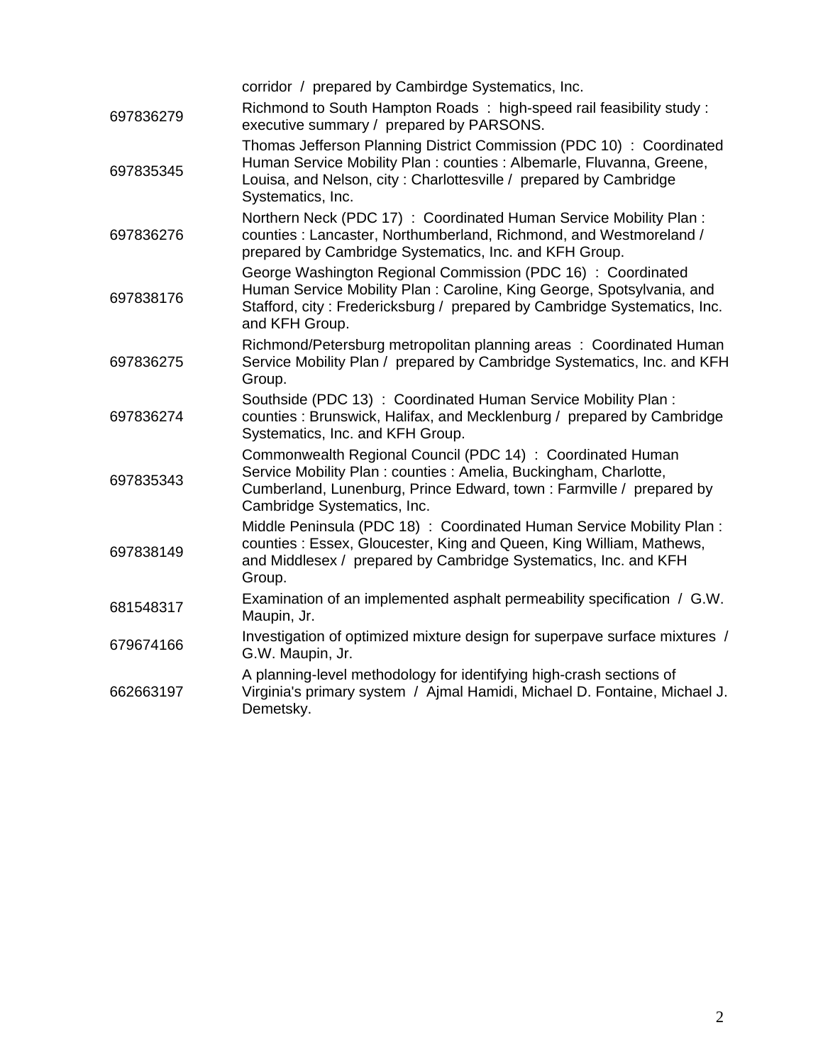| | |
|---|---|
| | corridor / prepared by Cambirdge Systematics, Inc. |
| 697836279 | Richmond to South Hampton Roads : high-speed rail feasibility study : executive summary / prepared by PARSONS. |
| 697835345 | Thomas Jefferson Planning District Commission (PDC 10) : Coordinated Human Service Mobility Plan : counties : Albemarle, Fluvanna, Greene, Louisa, and Nelson, city : Charlottesville / prepared by Cambridge Systematics, Inc. |
| 697836276 | Northern Neck (PDC 17) : Coordinated Human Service Mobility Plan : counties : Lancaster, Northumberland, Richmond, and Westmoreland / prepared by Cambridge Systematics, Inc. and KFH Group. |
| 697838176 | George Washington Regional Commission (PDC 16) : Coordinated Human Service Mobility Plan : Caroline, King George, Spotsylvania, and Stafford, city : Fredericksburg / prepared by Cambridge Systematics, Inc. and KFH Group. |
| 697836275 | Richmond/Petersburg metropolitan planning areas : Coordinated Human Service Mobility Plan / prepared by Cambridge Systematics, Inc. and KFH Group. |
| 697836274 | Southside (PDC 13) : Coordinated Human Service Mobility Plan : counties : Brunswick, Halifax, and Mecklenburg / prepared by Cambridge Systematics, Inc. and KFH Group. |
| 697835343 | Commonwealth Regional Council (PDC 14) : Coordinated Human Service Mobility Plan : counties : Amelia, Buckingham, Charlotte, Cumberland, Lunenburg, Prince Edward, town : Farmville / prepared by Cambridge Systematics, Inc. |
| 697838149 | Middle Peninsula (PDC 18) : Coordinated Human Service Mobility Plan : counties : Essex, Gloucester, King and Queen, King William, Mathews, and Middlesex / prepared by Cambridge Systematics, Inc. and KFH Group. |
| 681548317 | Examination of an implemented asphalt permeability specification / G.W. Maupin, Jr. |
| 679674166 | Investigation of optimized mixture design for superpave surface mixtures / G.W. Maupin, Jr. |
| 662663197 | A planning-level methodology for identifying high-crash sections of Virginia's primary system / Ajmal Hamidi, Michael D. Fontaine, Michael J. Demetsky. |